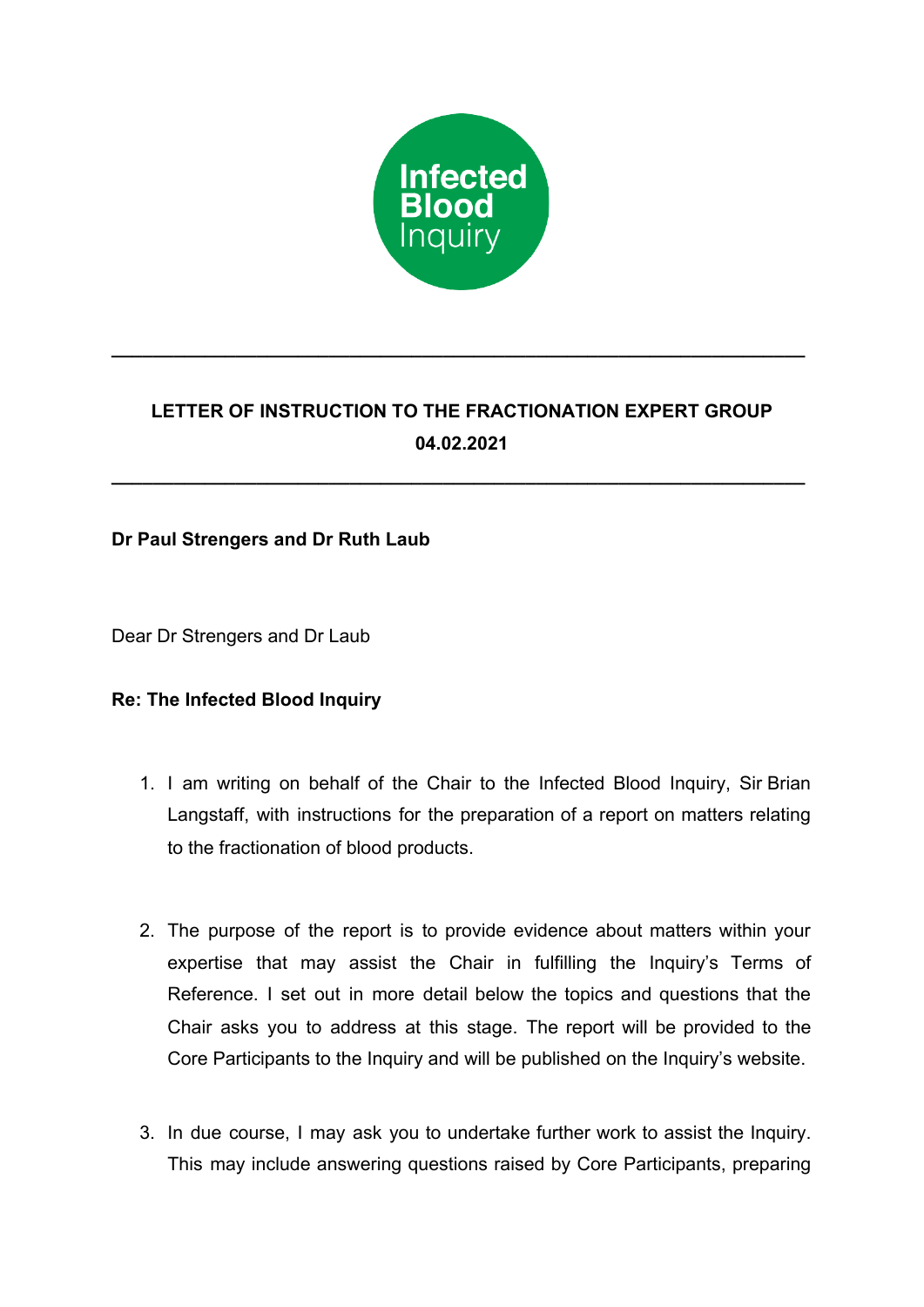Infected Blood Inquiry

---

**LETTER OF INSTRUCTION TO THE FRACTIONATION EXPERT GROUP**
**04.02.2021**

---

**Dr Paul Strengers and Dr Ruth Laub**

Dear Dr Strengers and Dr Laub

**Re: The Infected Blood Inquiry**

1. I am writing on behalf of the Chair to the Infected Blood Inquiry, Sir Brian Langstaff, with instructions for the preparation of a report on matters relating to the fractionation of blood products.

2. The purpose of the report is to provide evidence about matters within your expertise that may assist the Chair in fulfilling the Inquiry's Terms of Reference. I set out in more detail below the topics and questions that the Chair asks you to address at this stage. The report will be provided to the Core Participants to the Inquiry and will be published on the Inquiry's website.

3. In due course, I may ask you to undertake further work to assist the Inquiry. This may include answering questions raised by Core Participants, preparing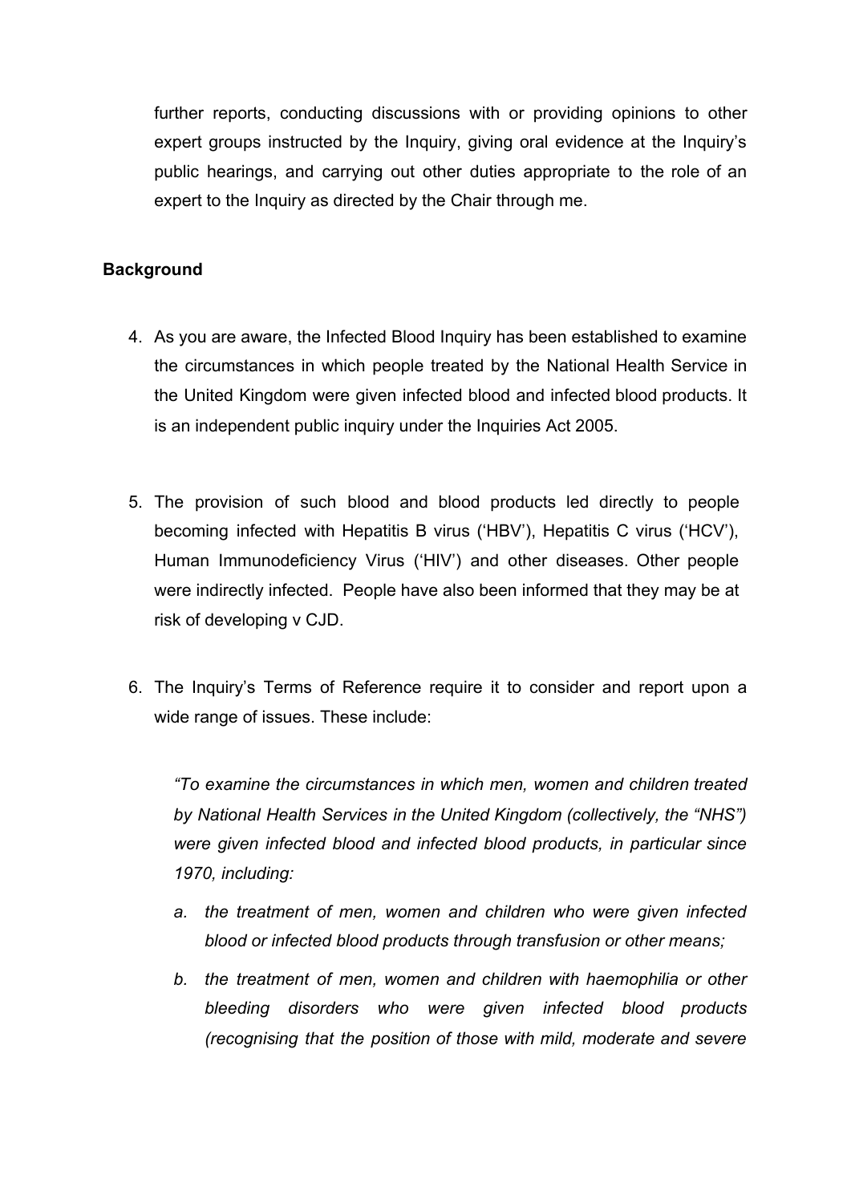further reports, conducting discussions with or providing opinions to other expert groups instructed by the Inquiry, giving oral evidence at the Inquiry's public hearings, and carrying out other duties appropriate to the role of an expert to the Inquiry as directed by the Chair through me.

## Background

4. As you are aware, the Infected Blood Inquiry has been established to examine the circumstances in which people treated by the National Health Service in the United Kingdom were given infected blood and infected blood products. It is an independent public inquiry under the Inquiries Act 2005.

5. The provision of such blood and blood products led directly to people becoming infected with Hepatitis B virus ('HBV'), Hepatitis C virus ('HCV'), Human Immunodeficiency Virus ('HIV') and other diseases. Other people were indirectly infected. People have also been informed that they may be at risk of developing v CJD.

6. The Inquiry's Terms of Reference require it to consider and report upon a wide range of issues. These include:

   *"To examine the circumstances in which men, women and children treated by National Health Services in the United Kingdom (collectively, the "NHS") were given infected blood and infected blood products, in particular since 1970, including:*

   *a. the treatment of men, women and children who were given infected blood or infected blood products through transfusion or other means;*

   *b. the treatment of men, women and children with haemophilia or other bleeding disorders who were given infected blood products (recognising that the position of those with mild, moderate and severe*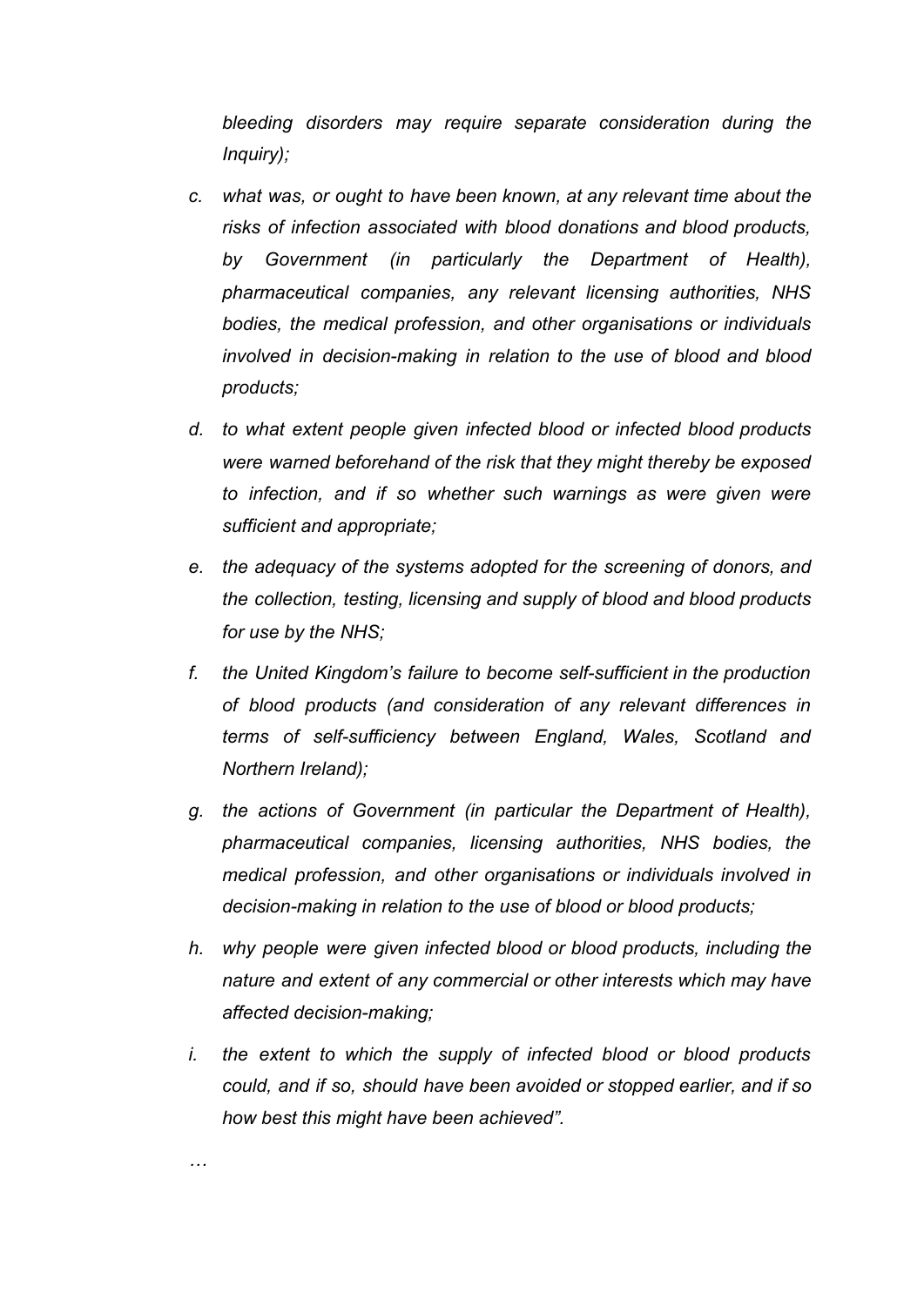*bleeding disorders may require separate consideration during the Inquiry);*

*c. what was, or ought to have been known, at any relevant time about the risks of infection associated with blood donations and blood products, by Government (in particularly the Department of Health), pharmaceutical companies, any relevant licensing authorities, NHS bodies, the medical profession, and other organisations or individuals involved in decision-making in relation to the use of blood and blood products;*

*d. to what extent people given infected blood or infected blood products were warned beforehand of the risk that they might thereby be exposed to infection, and if so whether such warnings as were given were sufficient and appropriate;*

*e. the adequacy of the systems adopted for the screening of donors, and the collection, testing, licensing and supply of blood and blood products for use by the NHS;*

*f. the United Kingdom's failure to become self-sufficient in the production of blood products (and consideration of any relevant differences in terms of self-sufficiency between England, Wales, Scotland and Northern Ireland);*

*g. the actions of Government (in particular the Department of Health), pharmaceutical companies, licensing authorities, NHS bodies, the medical profession, and other organisations or individuals involved in decision-making in relation to the use of blood or blood products;*

*h. why people were given infected blood or blood products, including the nature and extent of any commercial or other interests which may have affected decision-making;*

*i. the extent to which the supply of infected blood or blood products could, and if so, should have been avoided or stopped earlier, and if so how best this might have been achieved".*

…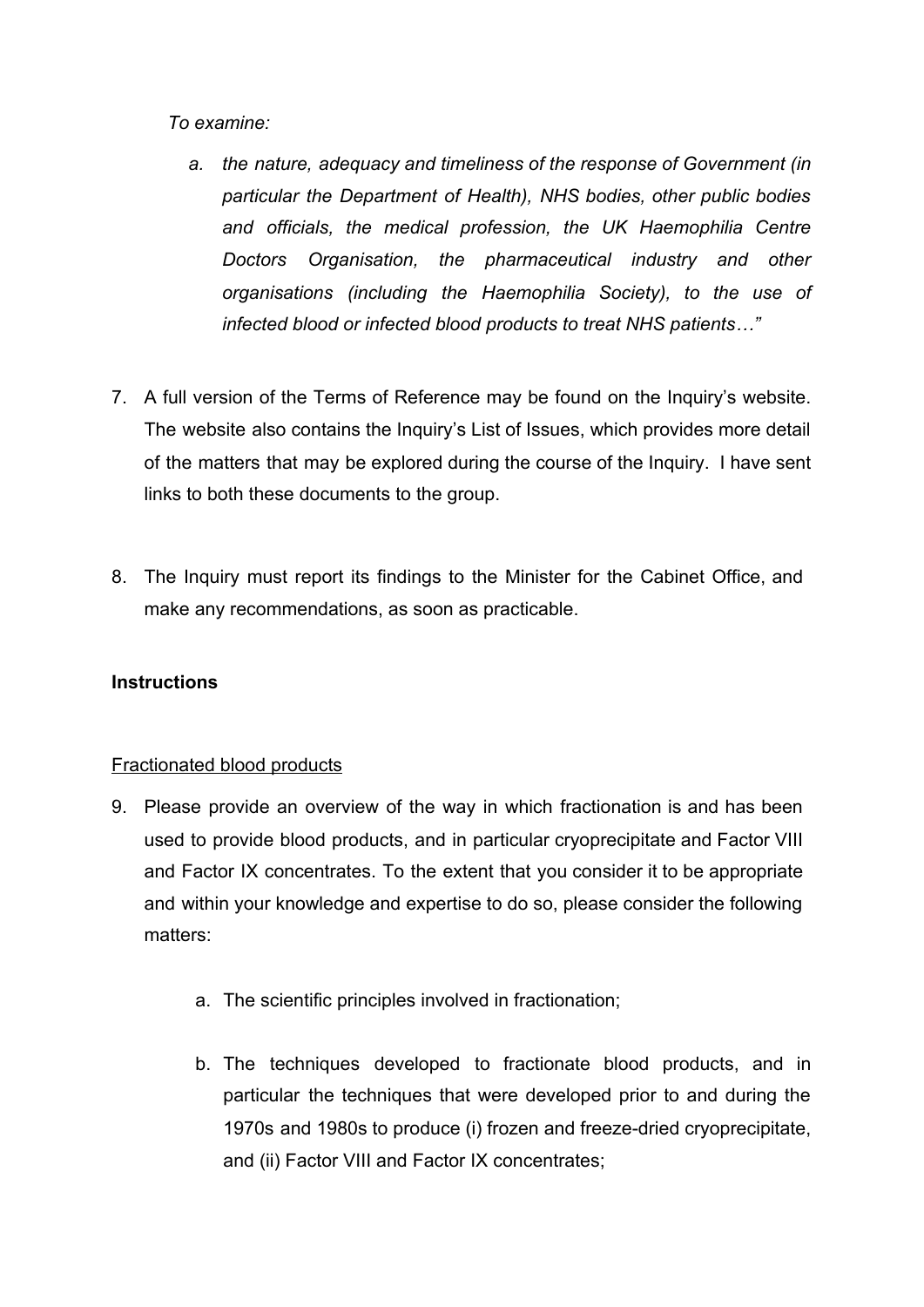*To examine:*

> a. *the nature, adequacy and timeliness of the response of Government (in particular the Department of Health), NHS bodies, other public bodies and officials, the medical profession, the UK Haemophilia Centre Doctors Organisation, the pharmaceutical industry and other organisations (including the Haemophilia Society), to the use of infected blood or infected blood products to treat NHS patients…"*

7. A full version of the Terms of Reference may be found on the Inquiry's website. The website also contains the Inquiry's List of Issues, which provides more detail of the matters that may be explored during the course of the Inquiry. I have sent links to both these documents to the group.

8. The Inquiry must report its findings to the Minister for the Cabinet Office, and make any recommendations, as soon as practicable.

**Instructions**

<u>Fractionated blood products</u>

9. Please provide an overview of the way in which fractionation is and has been used to provide blood products, and in particular cryoprecipitate and Factor VIII and Factor IX concentrates. To the extent that you consider it to be appropriate and within your knowledge and expertise to do so, please consider the following matters:

    a. The scientific principles involved in fractionation;

    b. The techniques developed to fractionate blood products, and in particular the techniques that were developed prior to and during the 1970s and 1980s to produce (i) frozen and freeze-dried cryoprecipitate, and (ii) Factor VIII and Factor IX concentrates;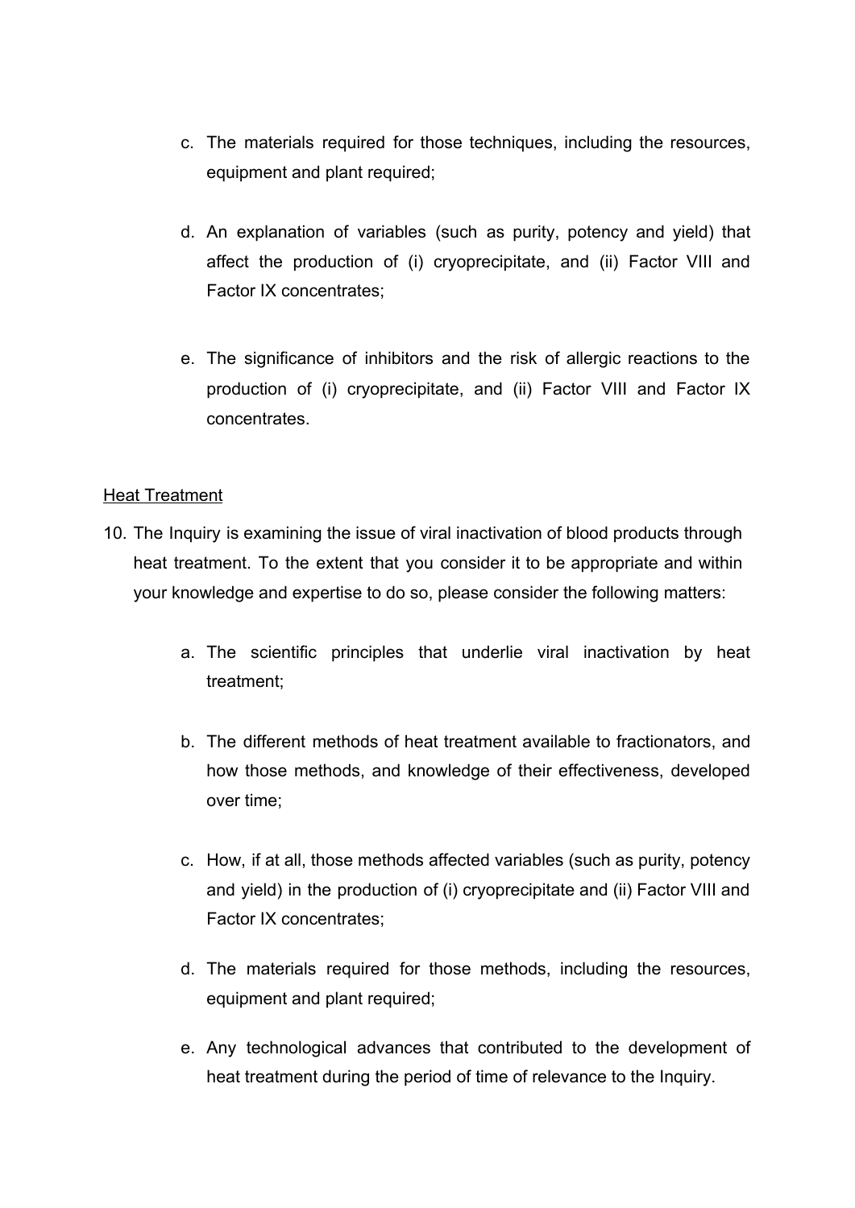c. The materials required for those techniques, including the resources, equipment and plant required;

d. An explanation of variables (such as purity, potency and yield) that affect the production of (i) cryoprecipitate, and (ii) Factor VIII and Factor IX concentrates;

e. The significance of inhibitors and the risk of allergic reactions to the production of (i) cryoprecipitate, and (ii) Factor VIII and Factor IX concentrates.

<u>Heat Treatment</u>

10. The Inquiry is examining the issue of viral inactivation of blood products through heat treatment. To the extent that you consider it to be appropriate and within your knowledge and expertise to do so, please consider the following matters:

    a. The scientific principles that underlie viral inactivation by heat treatment;

    b. The different methods of heat treatment available to fractionators, and how those methods, and knowledge of their effectiveness, developed over time;

    c. How, if at all, those methods affected variables (such as purity, potency and yield) in the production of (i) cryoprecipitate and (ii) Factor VIII and Factor IX concentrates;

    d. The materials required for those methods, including the resources, equipment and plant required;

    e. Any technological advances that contributed to the development of heat treatment during the period of time of relevance to the Inquiry.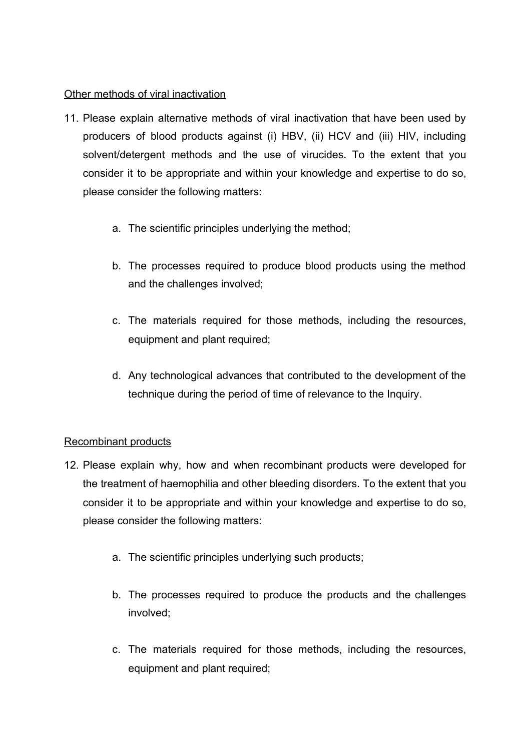<u>Other methods of viral inactivation</u>

11. Please explain alternative methods of viral inactivation that have been used by producers of blood products against (i) HBV, (ii) HCV and (iii) HIV, including solvent/detergent methods and the use of virucides. To the extent that you consider it to be appropriate and within your knowledge and expertise to do so, please consider the following matters:

    a. The scientific principles underlying the method;

    b. The processes required to produce blood products using the method and the challenges involved;

    c. The materials required for those methods, including the resources, equipment and plant required;

    d. Any technological advances that contributed to the development of the technique during the period of time of relevance to the Inquiry.

<u>Recombinant products</u>

12. Please explain why, how and when recombinant products were developed for the treatment of haemophilia and other bleeding disorders. To the extent that you consider it to be appropriate and within your knowledge and expertise to do so, please consider the following matters:

    a. The scientific principles underlying such products;

    b. The processes required to produce the products and the challenges involved;

    c. The materials required for those methods, including the resources, equipment and plant required;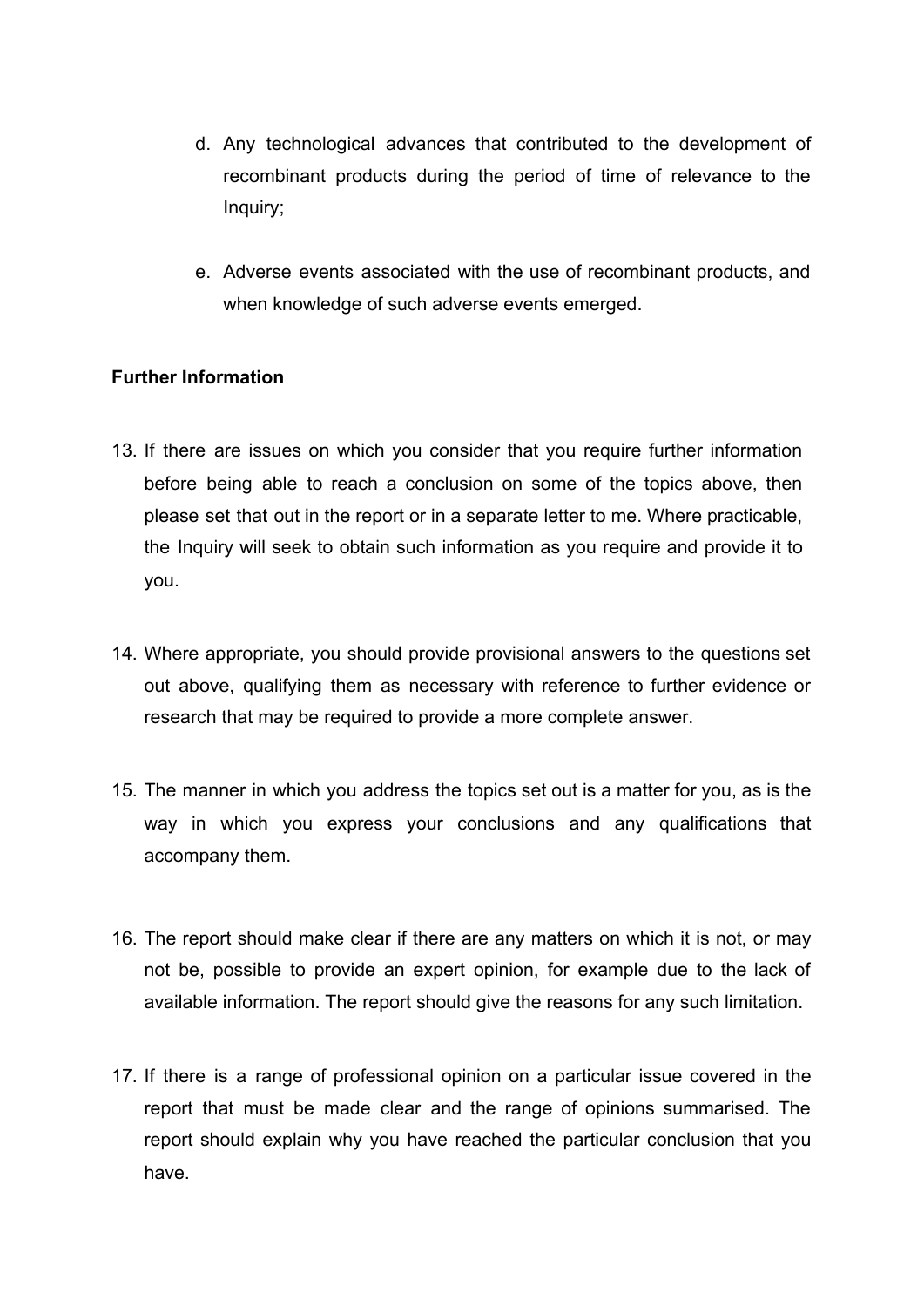d. Any technological advances that contributed to the development of recombinant products during the period of time of relevance to the Inquiry;

e. Adverse events associated with the use of recombinant products, and when knowledge of such adverse events emerged.

**Further Information**

13. If there are issues on which you consider that you require further information before being able to reach a conclusion on some of the topics above, then please set that out in the report or in a separate letter to me. Where practicable, the Inquiry will seek to obtain such information as you require and provide it to you.

14. Where appropriate, you should provide provisional answers to the questions set out above, qualifying them as necessary with reference to further evidence or research that may be required to provide a more complete answer.

15. The manner in which you address the topics set out is a matter for you, as is the way in which you express your conclusions and any qualifications that accompany them.

16. The report should make clear if there are any matters on which it is not, or may not be, possible to provide an expert opinion, for example due to the lack of available information. The report should give the reasons for any such limitation.

17. If there is a range of professional opinion on a particular issue covered in the report that must be made clear and the range of opinions summarised. The report should explain why you have reached the particular conclusion that you have.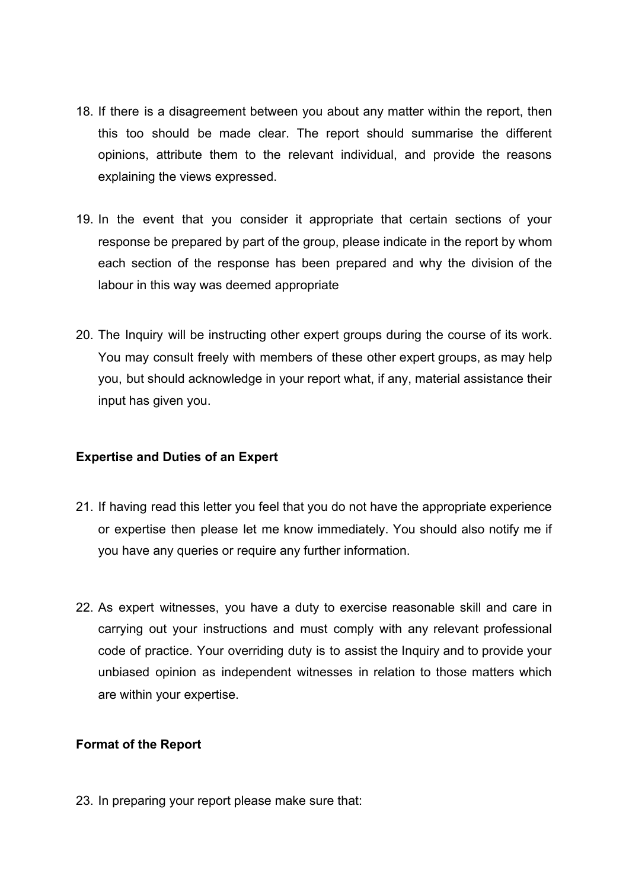18. If there is a disagreement between you about any matter within the report, then this too should be made clear. The report should summarise the different opinions, attribute them to the relevant individual, and provide the reasons explaining the views expressed.

19. In the event that you consider it appropriate that certain sections of your response be prepared by part of the group, please indicate in the report by whom each section of the response has been prepared and why the division of the labour in this way was deemed appropriate

20. The Inquiry will be instructing other expert groups during the course of its work. You may consult freely with members of these other expert groups, as may help you, but should acknowledge in your report what, if any, material assistance their input has given you.

**Expertise and Duties of an Expert**

21. If having read this letter you feel that you do not have the appropriate experience or expertise then please let me know immediately. You should also notify me if you have any queries or require any further information.

22. As expert witnesses, you have a duty to exercise reasonable skill and care in carrying out your instructions and must comply with any relevant professional code of practice. Your overriding duty is to assist the Inquiry and to provide your unbiased opinion as independent witnesses in relation to those matters which are within your expertise.

**Format of the Report**

23. In preparing your report please make sure that: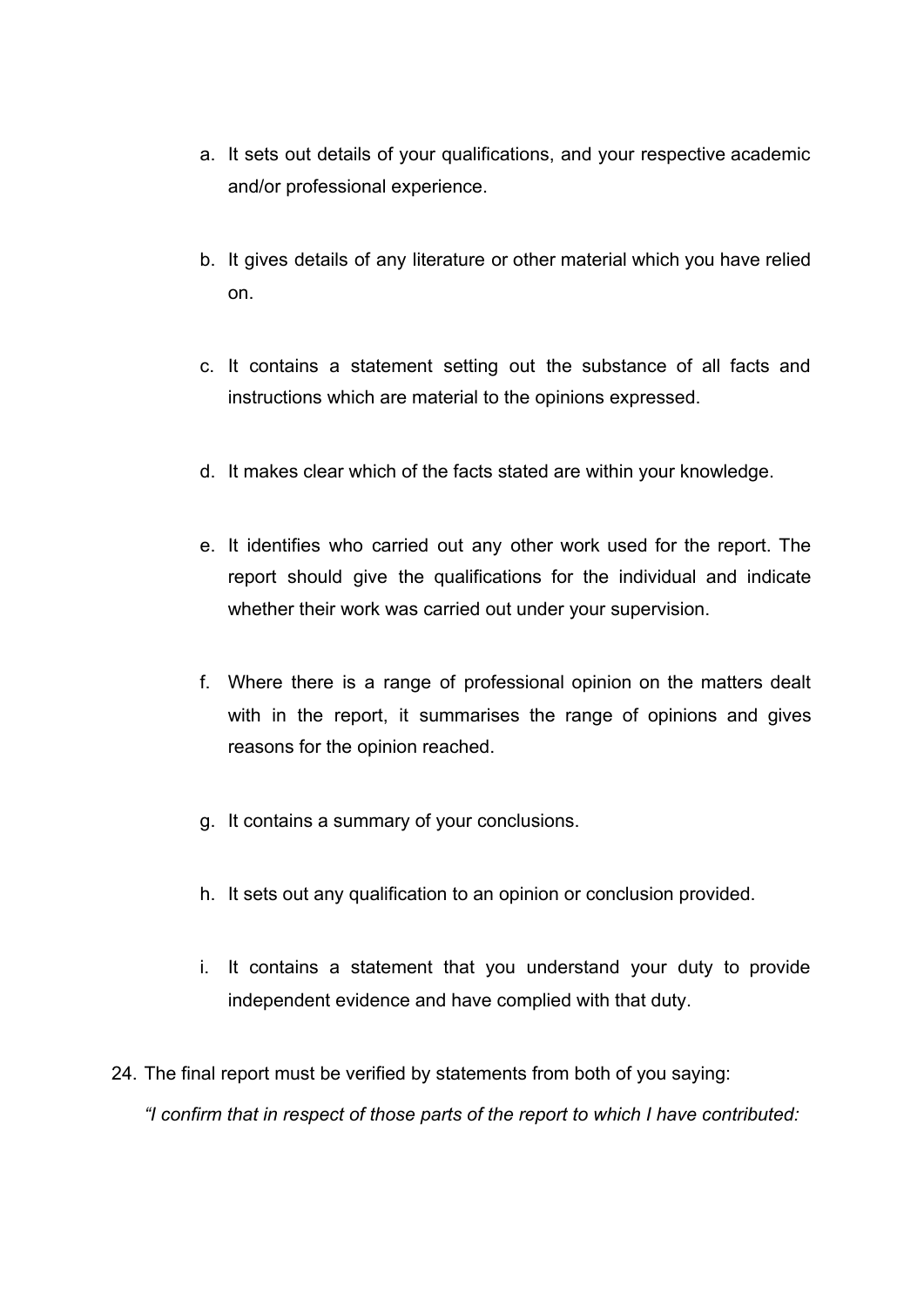a. It sets out details of your qualifications, and your respective academic and/or professional experience.

b. It gives details of any literature or other material which you have relied on.

c. It contains a statement setting out the substance of all facts and instructions which are material to the opinions expressed.

d. It makes clear which of the facts stated are within your knowledge.

e. It identifies who carried out any other work used for the report. The report should give the qualifications for the individual and indicate whether their work was carried out under your supervision.

f. Where there is a range of professional opinion on the matters dealt with in the report, it summarises the range of opinions and gives reasons for the opinion reached.

g. It contains a summary of your conclusions.

h. It sets out any qualification to an opinion or conclusion provided.

i. It contains a statement that you understand your duty to provide independent evidence and have complied with that duty.

24. The final report must be verified by statements from both of you saying:

*"I confirm that in respect of those parts of the report to which I have contributed:*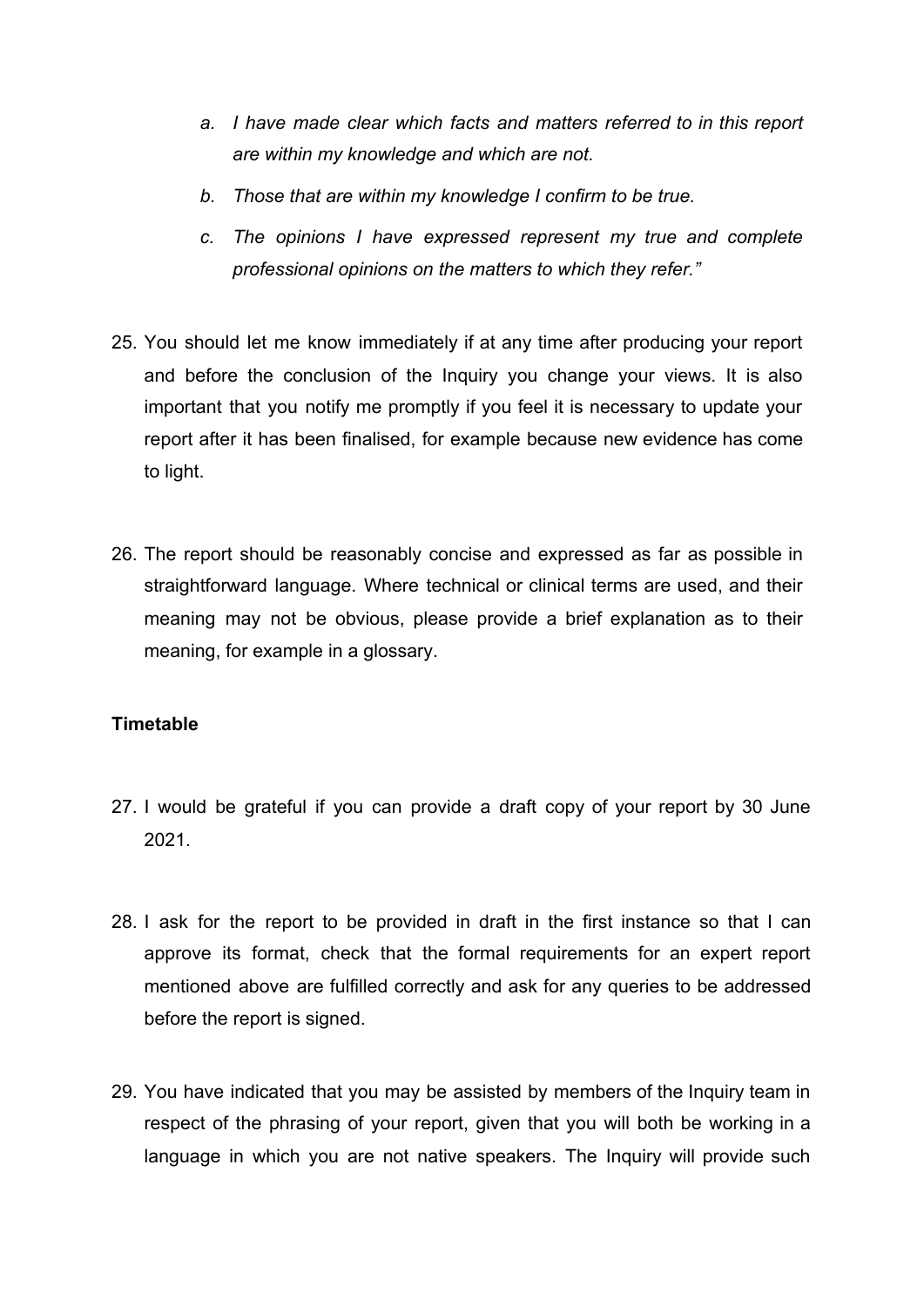- *a. I have made clear which facts and matters referred to in this report are within my knowledge and which are not.*
- *b. Those that are within my knowledge I confirm to be true.*
- *c. The opinions I have expressed represent my true and complete professional opinions on the matters to which they refer."*

25. You should let me know immediately if at any time after producing your report and before the conclusion of the Inquiry you change your views. It is also important that you notify me promptly if you feel it is necessary to update your report after it has been finalised, for example because new evidence has come to light.

26. The report should be reasonably concise and expressed as far as possible in straightforward language. Where technical or clinical terms are used, and their meaning may not be obvious, please provide a brief explanation as to their meaning, for example in a glossary.

**Timetable**

27. I would be grateful if you can provide a draft copy of your report by 30 June 2021.

28. I ask for the report to be provided in draft in the first instance so that I can approve its format, check that the formal requirements for an expert report mentioned above are fulfilled correctly and ask for any queries to be addressed before the report is signed.

29. You have indicated that you may be assisted by members of the Inquiry team in respect of the phrasing of your report, given that you will both be working in a language in which you are not native speakers. The Inquiry will provide such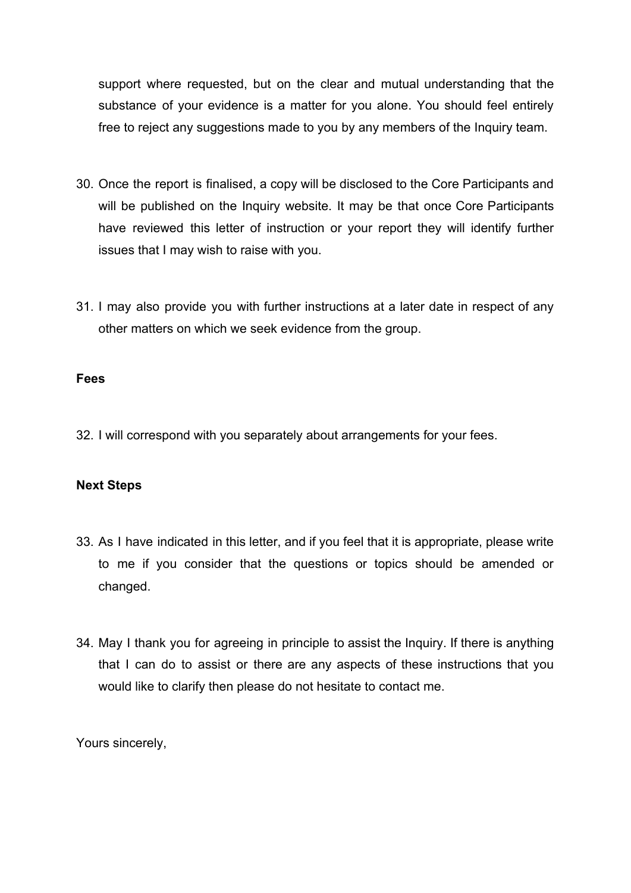support where requested, but on the clear and mutual understanding that the substance of your evidence is a matter for you alone. You should feel entirely free to reject any suggestions made to you by any members of the Inquiry team.

30. Once the report is finalised, a copy will be disclosed to the Core Participants and will be published on the Inquiry website. It may be that once Core Participants have reviewed this letter of instruction or your report they will identify further issues that I may wish to raise with you.

31. I may also provide you with further instructions at a later date in respect of any other matters on which we seek evidence from the group.

**Fees**

32. I will correspond with you separately about arrangements for your fees.

**Next Steps**

33. As I have indicated in this letter, and if you feel that it is appropriate, please write to me if you consider that the questions or topics should be amended or changed.

34. May I thank you for agreeing in principle to assist the Inquiry. If there is anything that I can do to assist or there are any aspects of these instructions that you would like to clarify then please do not hesitate to contact me.

Yours sincerely,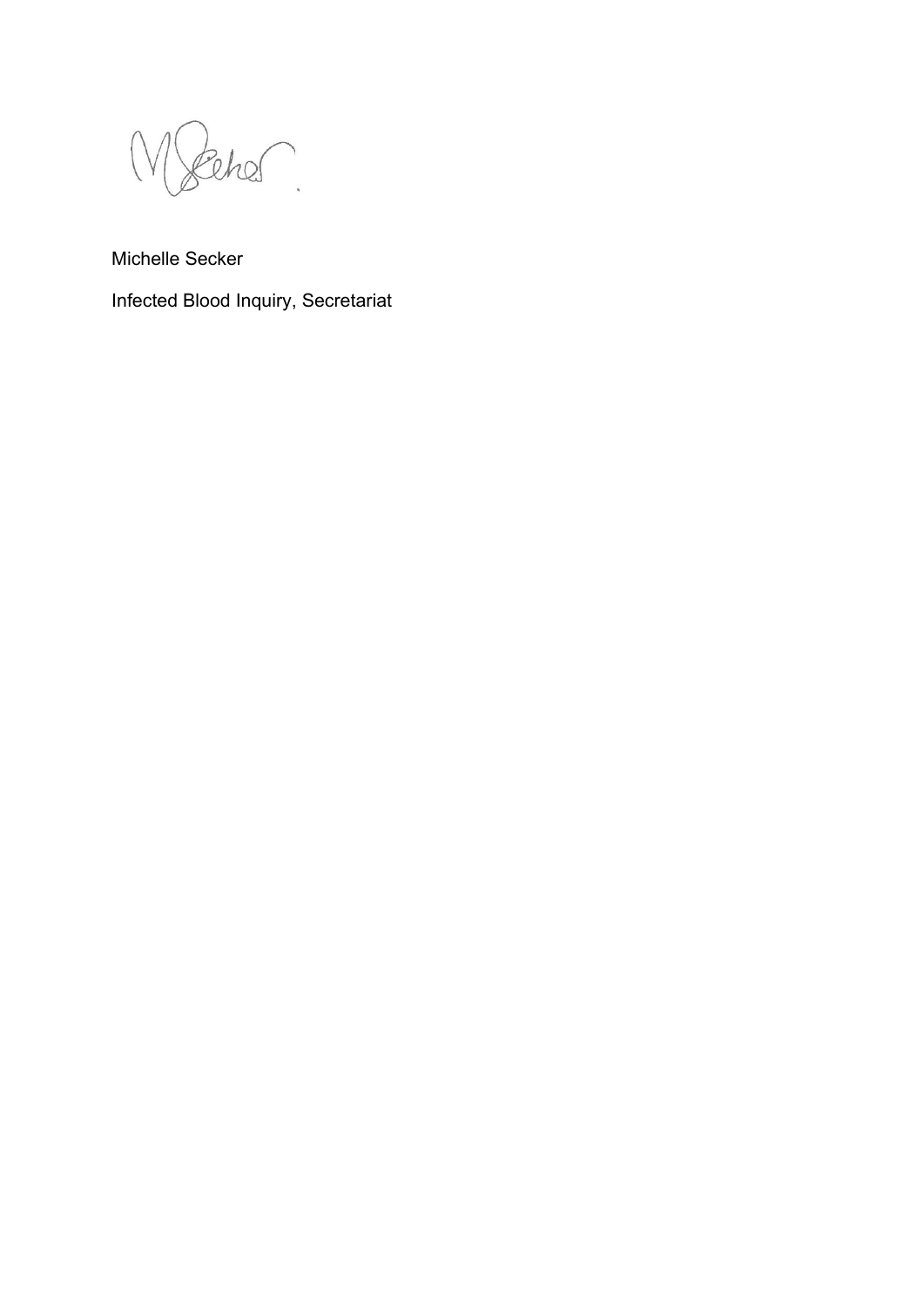Michelle Secker

Infected Blood Inquiry, Secretariat